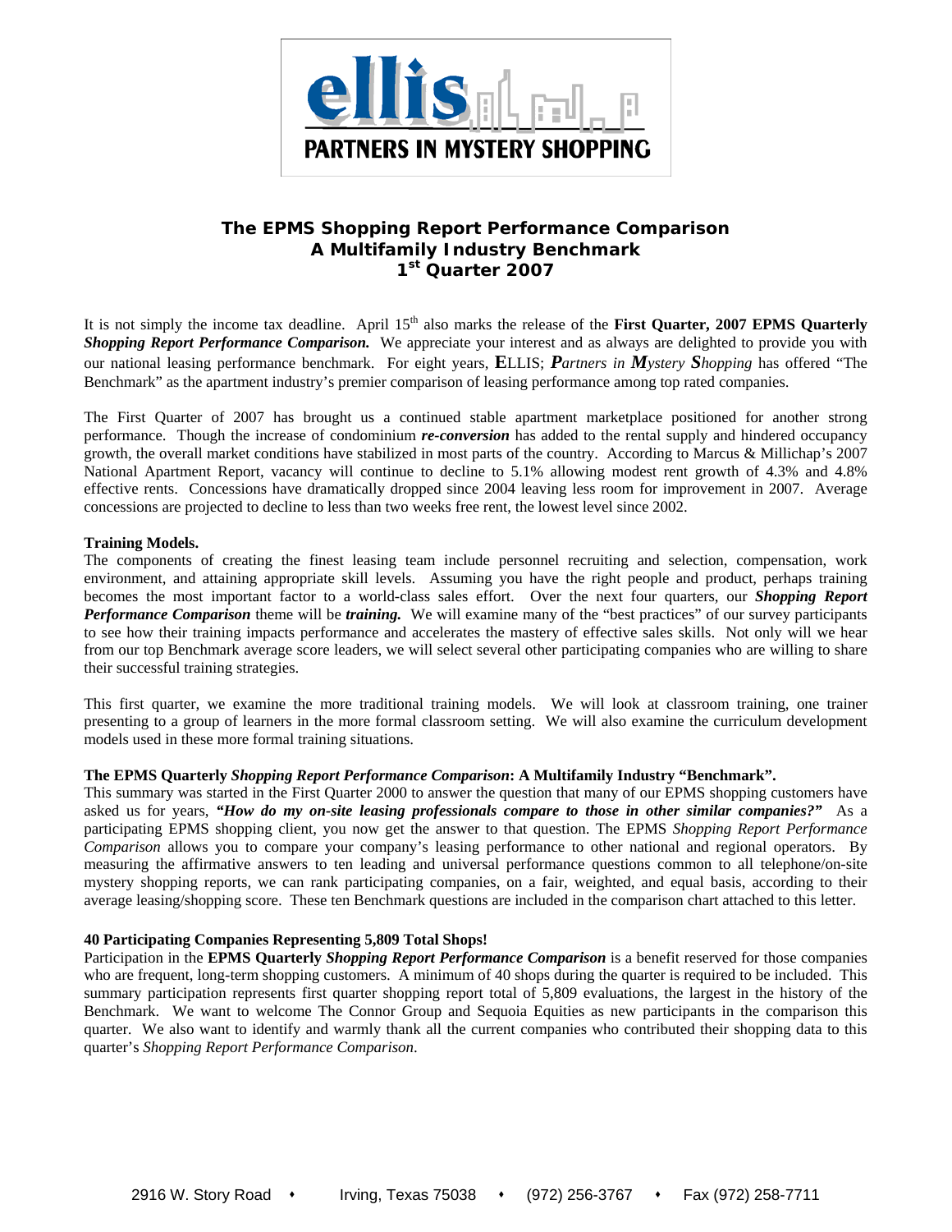# The EPMS Shopping Report Performance Comparison
## A Multifamily Industry Benchmark
## 1st Quarter 2007

It is not simply the income tax deadline. April 15th also marks the release of the **First Quarter, 2007 EPMS Quarterly *Shopping Report Performance Comparison.*** We appreciate your interest and as always are delighted to provide you with our national leasing performance benchmark. For eight years, **E**LLIS; ***P****artners in* ***M****ystery* ***S****hopping* has offered "The Benchmark" as the apartment industry's premier comparison of leasing performance among top rated companies.

The First Quarter of 2007 has brought us a continued stable apartment marketplace positioned for another strong performance. Though the increase of condominium ***re-conversion*** has added to the rental supply and hindered occupancy growth, the overall market conditions have stabilized in most parts of the country. According to Marcus & Millichap's 2007 National Apartment Report, vacancy will continue to decline to 5.1% allowing modest rent growth of 4.3% and 4.8% effective rents. Concessions have dramatically dropped since 2004 leaving less room for improvement in 2007. Average concessions are projected to decline to less than two weeks free rent, the lowest level since 2002.

**Training Models.**

The components of creating the finest leasing team include personnel recruiting and selection, compensation, work environment, and attaining appropriate skill levels. Assuming you have the right people and product, perhaps training becomes the most important factor to a world-class sales effort. Over the next four quarters, our ***Shopping Report Performance Comparison*** theme will be ***training.*** We will examine many of the "best practices" of our survey participants to see how their training impacts performance and accelerates the mastery of effective sales skills. Not only will we hear from our top Benchmark average score leaders, we will select several other participating companies who are willing to share their successful training strategies.

This first quarter, we examine the more traditional training models. We will look at classroom training, one trainer presenting to a group of learners in the more formal classroom setting. We will also examine the curriculum development models used in these more formal training situations.

**The EPMS Quarterly *Shopping Report Performance Comparison*: A Multifamily Industry "Benchmark".**

This summary was started in the First Quarter 2000 to answer the question that many of our EPMS shopping customers have asked us for years, ***"How do my on-site leasing professionals compare to those in other similar companies?"*** As a participating EPMS shopping client, you now get the answer to that question. The EPMS *Shopping Report Performance Comparison* allows you to compare your company's leasing performance to other national and regional operators. By measuring the affirmative answers to ten leading and universal performance questions common to all telephone/on-site mystery shopping reports, we can rank participating companies, on a fair, weighted, and equal basis, according to their average leasing/shopping score. These ten Benchmark questions are included in the comparison chart attached to this letter.

**40 Participating Companies Representing 5,809 Total Shops!**

Participation in the **EPMS Quarterly *Shopping Report Performance Comparison*** is a benefit reserved for those companies who are frequent, long-term shopping customers. A minimum of 40 shops during the quarter is required to be included. This summary participation represents first quarter shopping report total of 5,809 evaluations, the largest in the history of the Benchmark. We want to welcome The Connor Group and Sequoia Equities as new participants in the comparison this quarter. We also want to identify and warmly thank all the current companies who contributed their shopping data to this quarter's *Shopping Report Performance Comparison*.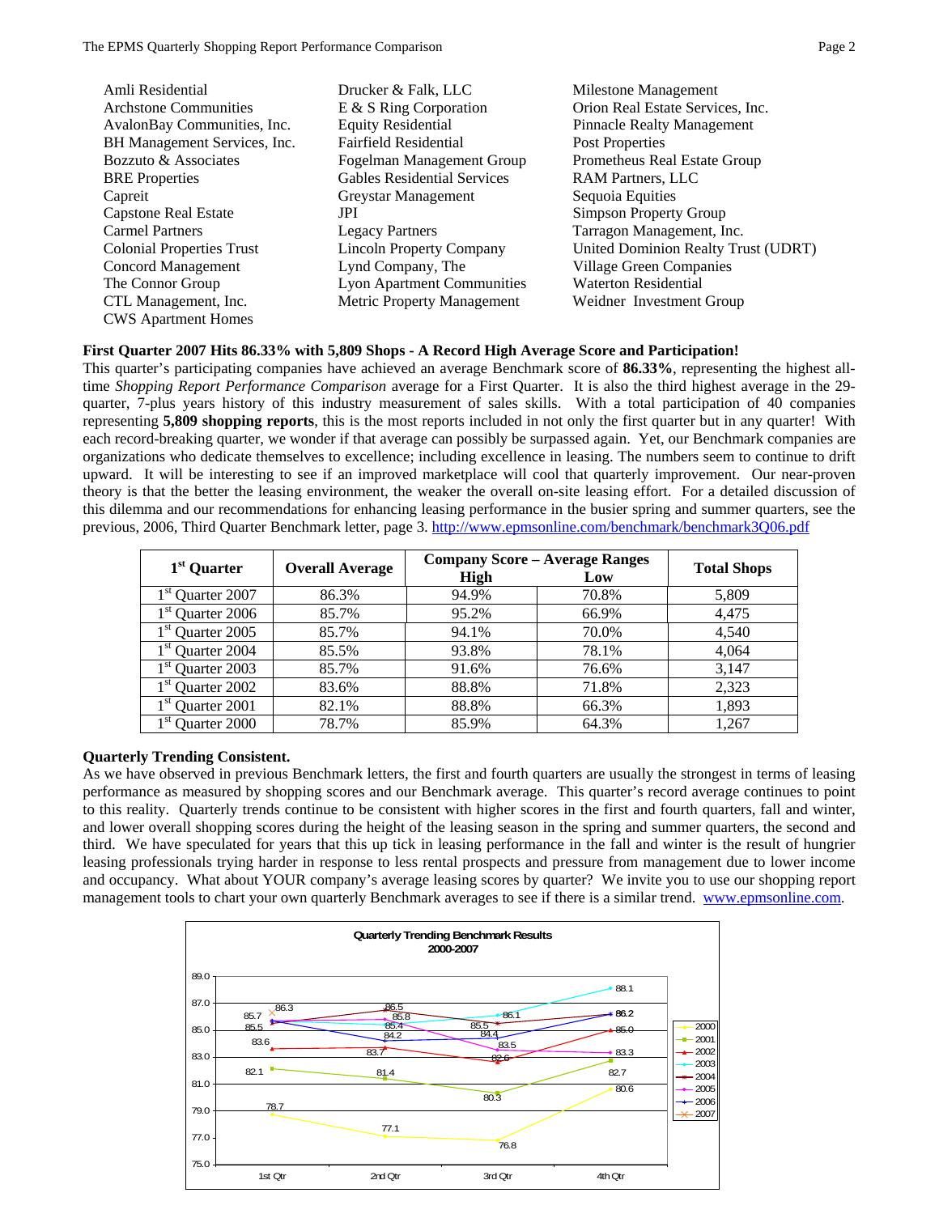Amli Residential
Archstone Communities
AvalonBay Communities, Inc.
BH Management Services, Inc.
Bozzuto & Associates
BRE Properties
Capreit
Capstone Real Estate
Carmel Partners
Colonial Properties Trust
Concord Management
The Connor Group
CTL Management, Inc.
CWS Apartment Homes
Drucker & Falk, LLC
E & S Ring Corporation
Equity Residential
Fairfield Residential
Fogelman Management Group
Gables Residential Services
Greystar Management
JPI
Legacy Partners
Lincoln Property Company
Lynd Company, The
Lyon Apartment Communities
Metric Property Management
Milestone Management
Orion Real Estate Services, Inc.
Pinnacle Realty Management
Post Properties
Prometheus Real Estate Group
RAM Partners, LLC
Sequoia Equities
Simpson Property Group
Tarragon Management, Inc.
United Dominion Realty Trust (UDRT)
Village Green Companies
Waterton Residential
Weidner Investment Group

**First Quarter 2007 Hits 86.33% with 5,809 Shops - A Record High Average Score and Participation!**

This quarter's participating companies have achieved an average Benchmark score of **86.33%**, representing the highest all-time *Shopping Report Performance Comparison* average for a First Quarter. It is also the third highest average in the 29-quarter, 7-plus years history of this industry measurement of sales skills. With a total participation of 40 companies representing **5,809 shopping reports**, this is the most reports included in not only the first quarter but in any quarter! With each record-breaking quarter, we wonder if that average can possibly be surpassed again. Yet, our Benchmark companies are organizations who dedicate themselves to excellence; including excellence in leasing. The numbers seem to continue to drift upward. It will be interesting to see if an improved marketplace will cool that quarterly improvement. Our near-proven theory is that the better the leasing environment, the weaker the overall on-site leasing effort. For a detailed discussion of this dilemma and our recommendations for enhancing leasing performance in the busier spring and summer quarters, see the previous, 2006, Third Quarter Benchmark letter, page 3. http://www.epmsonline.com/benchmark/benchmark3Q06.pdf

| 1st Quarter | Overall Average | Company Score – Average Ranges | | Total Shops |
|---|---|---|---|---|
| | | High | Low | |
| 1st Quarter 2007 | 86.3% | 94.9% | 70.8% | 5,809 |
| 1st Quarter 2006 | 85.7% | 95.2% | 66.9% | 4,475 |
| 1st Quarter 2005 | 85.7% | 94.1% | 70.0% | 4,540 |
| 1st Quarter 2004 | 85.5% | 93.8% | 78.1% | 4,064 |
| 1st Quarter 2003 | 85.7% | 91.6% | 76.6% | 3,147 |
| 1st Quarter 2002 | 83.6% | 88.8% | 71.8% | 2,323 |
| 1st Quarter 2001 | 82.1% | 88.8% | 66.3% | 1,893 |
| 1st Quarter 2000 | 78.7% | 85.9% | 64.3% | 1,267 |

**Quarterly Trending Consistent.**

As we have observed in previous Benchmark letters, the first and fourth quarters are usually the strongest in terms of leasing performance as measured by shopping scores and our Benchmark average. This quarter's record average continues to point to this reality. Quarterly trends continue to be consistent with higher scores in the first and fourth quarters, fall and winter, and lower overall shopping scores during the height of the leasing season in the spring and summer quarters, the second and third. We have speculated for years that this up tick in leasing performance in the fall and winter is the result of hungrier leasing professionals trying harder in response to less rental prospects and pressure from management due to lower income and occupancy. What about YOUR company's average leasing scores by quarter? We invite you to use our shopping report management tools to chart your own quarterly Benchmark averages to see if there is a similar trend. www.epmsonline.com.

**Quarterly Trending Benchmark Results 2000-2007**

| Year | 1st Qtr | 2nd Qtr | 3rd Qtr | 4th Qtr |
|---|---|---|---|---|
| 2000 | 78.7 | 77.1 | 76.8 | 80.6 |
| 2001 | 82.1 | 81.4 | 80.3 | 82.7 |
| 2002 | 83.6 | 83.7 | 82.6 | 85.0 |
| 2003 | 85.7 | 85.4 | 86.1 | 88.1 |
| 2004 | 85.5 | 86.5 | 85.5 | 86.2 |
| 2005 | 85.7 | 85.8 | 83.5 | 83.3 |
| 2006 | 85.7 | 84.2 | 84.4 | 86.2 |
| 2007 | 86.3 | | | |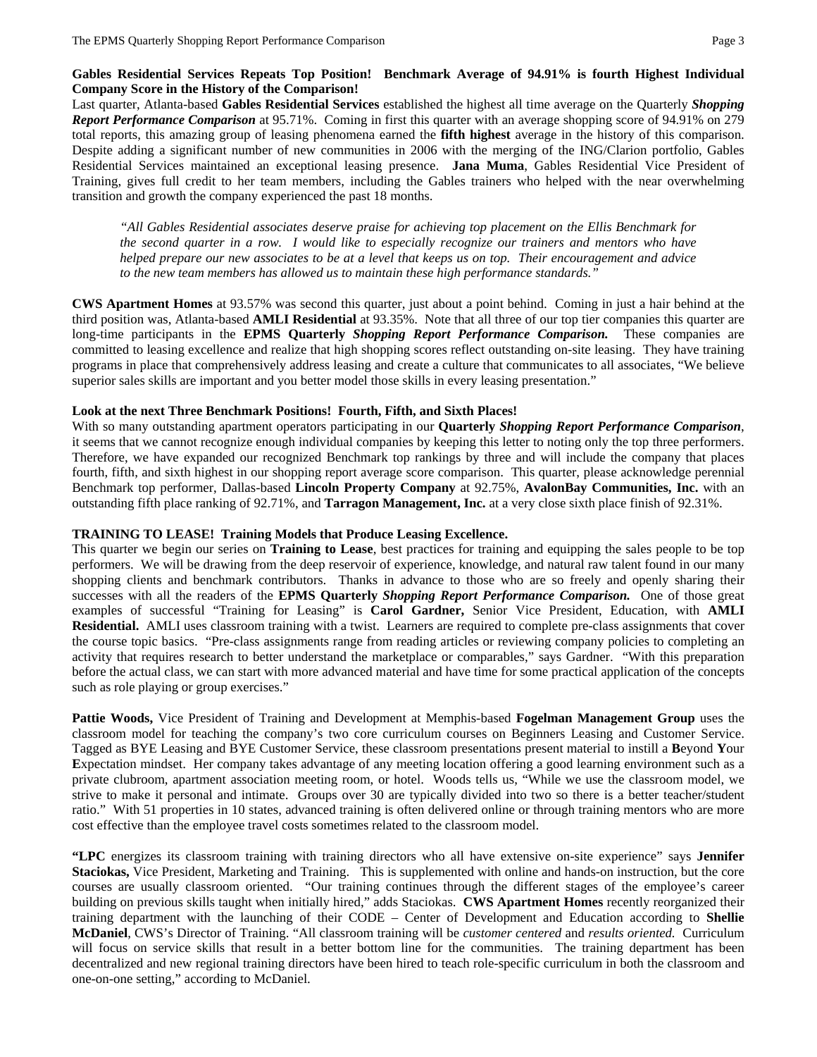**Gables Residential Services Repeats Top Position! Benchmark Average of 94.91% is fourth Highest Individual Company Score in the History of the Comparison!**

Last quarter, Atlanta-based **Gables Residential Services** established the highest all time average on the Quarterly ***Shopping Report Performance Comparison*** at 95.71%. Coming in first this quarter with an average shopping score of 94.91% on 279 total reports, this amazing group of leasing phenomena earned the **fifth highest** average in the history of this comparison. Despite adding a significant number of new communities in 2006 with the merging of the ING/Clarion portfolio, Gables Residential Services maintained an exceptional leasing presence. **Jana Muma**, Gables Residential Vice President of Training, gives full credit to her team members, including the Gables trainers who helped with the near overwhelming transition and growth the company experienced the past 18 months.

> *"All Gables Residential associates deserve praise for achieving top placement on the Ellis Benchmark for the second quarter in a row. I would like to especially recognize our trainers and mentors who have helped prepare our new associates to be at a level that keeps us on top. Their encouragement and advice to the new team members has allowed us to maintain these high performance standards."*

**CWS Apartment Homes** at 93.57% was second this quarter, just about a point behind. Coming in just a hair behind at the third position was, Atlanta-based **AMLI Residential** at 93.35%. Note that all three of our top tier companies this quarter are long-time participants in the **EPMS Quarterly *Shopping Report Performance Comparison.*** These companies are committed to leasing excellence and realize that high shopping scores reflect outstanding on-site leasing. They have training programs in place that comprehensively address leasing and create a culture that communicates to all associates, "We believe superior sales skills are important and you better model those skills in every leasing presentation."

**Look at the next Three Benchmark Positions! Fourth, Fifth, and Sixth Places!**

With so many outstanding apartment operators participating in our **Quarterly *Shopping Report Performance Comparison***, it seems that we cannot recognize enough individual companies by keeping this letter to noting only the top three performers. Therefore, we have expanded our recognized Benchmark top rankings by three and will include the company that places fourth, fifth, and sixth highest in our shopping report average score comparison. This quarter, please acknowledge perennial Benchmark top performer, Dallas-based **Lincoln Property Company** at 92.75%, **AvalonBay Communities, Inc.** with an outstanding fifth place ranking of 92.71%, and **Tarragon Management, Inc.** at a very close sixth place finish of 92.31%.

**TRAINING TO LEASE! Training Models that Produce Leasing Excellence.**

This quarter we begin our series on **Training to Lease**, best practices for training and equipping the sales people to be top performers. We will be drawing from the deep reservoir of experience, knowledge, and natural raw talent found in our many shopping clients and benchmark contributors. Thanks in advance to those who are so freely and openly sharing their successes with all the readers of the **EPMS Quarterly *Shopping Report Performance Comparison.*** One of those great examples of successful "Training for Leasing" is **Carol Gardner,** Senior Vice President, Education, with **AMLI Residential.** AMLI uses classroom training with a twist. Learners are required to complete pre-class assignments that cover the course topic basics. "Pre-class assignments range from reading articles or reviewing company policies to completing an activity that requires research to better understand the marketplace or comparables," says Gardner. "With this preparation before the actual class, we can start with more advanced material and have time for some practical application of the concepts such as role playing or group exercises."

**Pattie Woods,** Vice President of Training and Development at Memphis-based **Fogelman Management Group** uses the classroom model for teaching the company's two core curriculum courses on Beginners Leasing and Customer Service. Tagged as BYE Leasing and BYE Customer Service, these classroom presentations present material to instill a **B**eyond **Y**our **E**xpectation mindset. Her company takes advantage of any meeting location offering a good learning environment such as a private clubroom, apartment association meeting room, or hotel. Woods tells us, "While we use the classroom model, we strive to make it personal and intimate. Groups over 30 are typically divided into two so there is a better teacher/student ratio." With 51 properties in 10 states, advanced training is often delivered online or through training mentors who are more cost effective than the employee travel costs sometimes related to the classroom model.

**"LPC** energizes its classroom training with training directors who all have extensive on-site experience" says **Jennifer Staciokas,** Vice President, Marketing and Training. This is supplemented with online and hands-on instruction, but the core courses are usually classroom oriented. "Our training continues through the different stages of the employee's career building on previous skills taught when initially hired," adds Staciokas. **CWS Apartment Homes** recently reorganized their training department with the launching of their CODE – Center of Development and Education according to **Shellie McDaniel**, CWS's Director of Training. "All classroom training will be *customer centered* and *results oriented.* Curriculum will focus on service skills that result in a better bottom line for the communities. The training department has been decentralized and new regional training directors have been hired to teach role-specific curriculum in both the classroom and one-on-one setting," according to McDaniel.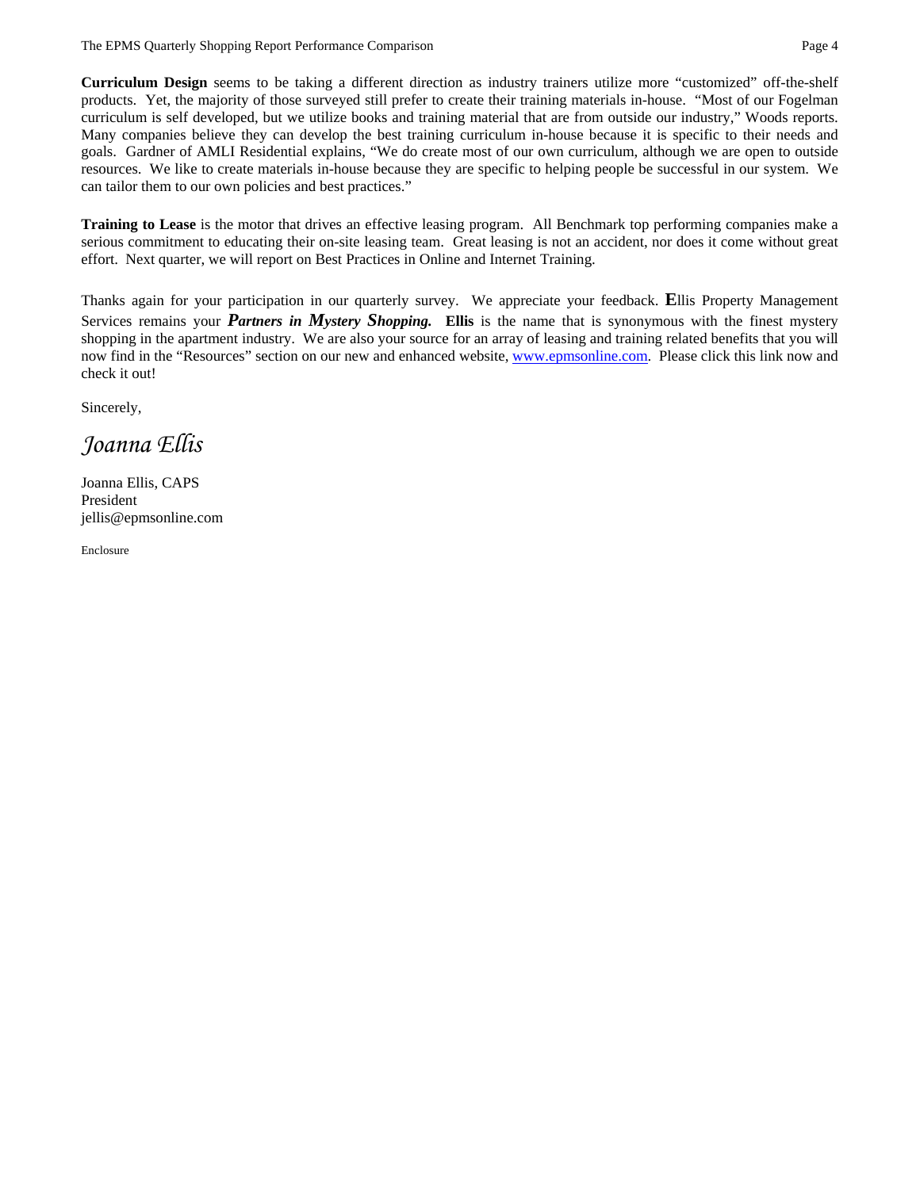**Curriculum Design** seems to be taking a different direction as industry trainers utilize more "customized" off-the-shelf products. Yet, the majority of those surveyed still prefer to create their training materials in-house. "Most of our Fogelman curriculum is self developed, but we utilize books and training material that are from outside our industry," Woods reports. Many companies believe they can develop the best training curriculum in-house because it is specific to their needs and goals. Gardner of AMLI Residential explains, "We do create most of our own curriculum, although we are open to outside resources. We like to create materials in-house because they are specific to helping people be successful in our system. We can tailor them to our own policies and best practices."

**Training to Lease** is the motor that drives an effective leasing program. All Benchmark top performing companies make a serious commitment to educating their on-site leasing team. Great leasing is not an accident, nor does it come without great effort. Next quarter, we will report on Best Practices in Online and Internet Training.

Thanks again for your participation in our quarterly survey. We appreciate your feedback. **E**llis Property Management Services remains your ***Partners in Mystery Shopping.*** **Ellis** is the name that is synonymous with the finest mystery shopping in the apartment industry. We are also your source for an array of leasing and training related benefits that you will now find in the "Resources" section on our new and enhanced website, www.epmsonline.com. Please click this link now and check it out!

Sincerely,

*Joanna Ellis*

Joanna Ellis, CAPS
President
jellis@epmsonline.com

Enclosure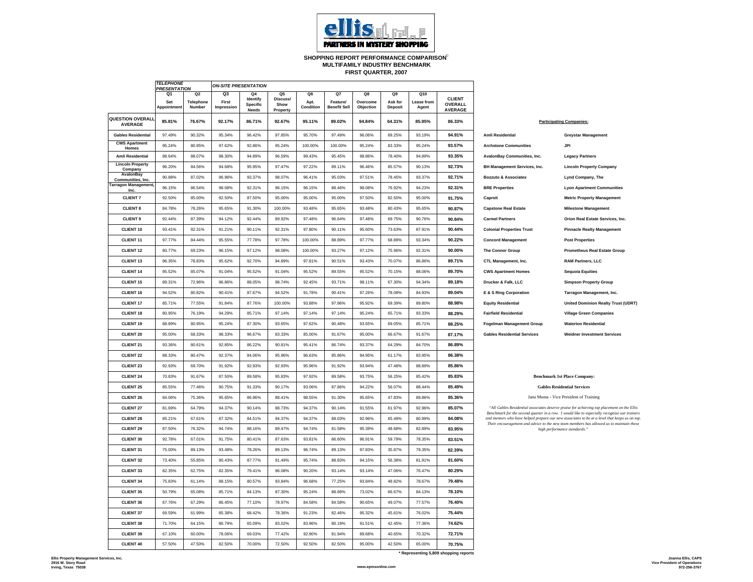# SHOPPING REPORT PERFORMANCE COMPARISON©
## MULTIFAMILY INDUSTRY BENCHMARK
### FIRST QUARTER, 2007

| | TELEPHONE PRESENTATION | | ON-SITE PRESENTATION | | | | | | | | |
|---|---|---|---|---|---|---|---|---|---|---|---|
| | Q1 Set Appointment | Q2 Telephone Number | Q3 First Impression | Q4 Identify Specific Needs | Q5 Discuss/ Show Property | Q6 Apt. Condition | Q7 Feature/ Benefit Sell | Q8 Overcome Objection | Q9 Ask for Deposit | Q10 Lease from Agent | CLIENT OVERALL AVERAGE |
| QUESTION OVERALL AVERAGE | 85.81% | 76.67% | 92.17% | 86.71% | 92.67% | 95.11% | 89.02% | 94.84% | 64.31% | 85.95% | 86.33% |
| Gables Residential | 97.49% | 90.32% | 95.34% | 96.42% | 97.85% | 95.70% | 97.49% | 96.06% | 89.25% | 93.19% | 94.91% |
| CWS Apartment Homes | 95.24% | 80.95% | 97.62% | 92.86% | 95.24% | 100.00% | 100.00% | 95.24% | 83.33% | 95.24% | 93.57% |
| Amli Residential | 88.64% | 88.07% | 98.30% | 94.89% | 96.59% | 99.43% | 95.45% | 98.86% | 78.40% | 94.89% | 93.35% |
| Lincoln Property Company | 96.20% | 84.56% | 94.68% | 95.95% | 97.47% | 97.22% | 89.11% | 96.46% | 85.57% | 90.13% | 92.73% |
| AvalonBay Communities, Inc. | 90.88% | 87.02% | 96.96% | 93.37% | 98.07% | 96.41% | 95.03% | 97.51% | 78.45% | 93.37% | 92.71% |
| Tarragon Management, Inc. | 96.15% | 86.54% | 98.08% | 92.31% | 96.15% | 96.15% | 88.46% | 98.08% | 76.92% | 94.23% | 92.31% |
| CLIENT 7 | 92.50% | 85.00% | 92.50% | 87.50% | 95.00% | 95.00% | 95.00% | 97.50% | 82.50% | 95.00% | 91.75% |
| CLIENT 8 | 84.78% | 78.26% | 95.65% | 91.30% | 100.00% | 93.48% | 95.65% | 93.48% | 80.43% | 95.65% | 90.87% |
| CLIENT 9 | 92.44% | 87.39% | 94.12% | 92.44% | 89.92% | 97.48% | 96.64% | 97.48% | 69.75% | 90.76% | 90.84% |
| CLIENT 10 | 93.41% | 92.31% | 91.21% | 90.11% | 92.31% | 97.80% | 90.11% | 95.60% | 73.63% | 87.91% | 90.44% |
| CLIENT 11 | 97.77% | 84.44% | 95.55% | 77.78% | 97.78% | 100.00% | 88.89% | 97.77% | 68.89% | 93.34% | 90.22% |
| CLIENT 12 | 80.77% | 69.23% | 96.15% | 97.12% | 98.08% | 100.00% | 93.27% | 97.12% | 75.96% | 92.31% | 90.00% |
| CLIENT 13 | 96.35% | 78.83% | 95.62% | 92.70% | 94.89% | 97.81% | 90.51% | 93.43% | 70.07% | 86.86% | 89.71% |
| CLIENT 14 | 95.52% | 85.07% | 91.04% | 95.52% | 91.04% | 95.52% | 89.55% | 95.52% | 70.15% | 88.06% | 89.70% |
| CLIENT 15 | 89.31% | 72.96% | 96.86% | 88.05% | 98.74% | 92.45% | 93.71% | 98.11% | 67.30% | 94.34% | 89.18% |
| CLIENT 16 | 94.52% | 80.82% | 90.41% | 87.67% | 94.52% | 91.78% | 90.41% | 97.26% | 78.08% | 84.93% | 89.04% |
| CLIENT 17 | 85.71% | 77.55% | 91.84% | 87.76% | 100.00% | 93.88% | 97.96% | 95.92% | 69.39% | 89.80% | 88.98% |
| CLIENT 18 | 80.95% | 76.19% | 94.29% | 85.71% | 97.14% | 97.14% | 97.14% | 95.24% | 65.71% | 93.33% | 88.29% |
| CLIENT 19 | 88.89% | 80.95% | 95.24% | 87.30% | 93.65% | 97.62% | 90.48% | 93.65% | 69.05% | 85.71% | 88.25% |
| CLIENT 20 | 95.00% | 68.33% | 98.33% | 96.67% | 83.33% | 85.00% | 91.67% | 95.00% | 66.67% | 91.67% | 87.17% |
| CLIENT 21 | 93.36% | 80.61% | 92.85% | 86.22% | 90.81% | 95.41% | 86.74% | 93.37% | 64.29% | 84.70% | 86.89% |
| CLIENT 22 | 88.33% | 80.47% | 92.37% | 84.06% | 95.96% | 96.63% | 85.86% | 94.95% | 61.17% | 83.95% | 86.38% |
| CLIENT 23 | 92.93% | 69.70% | 91.92% | 92.93% | 92.93% | 95.96% | 91.92% | 93.94% | 47.48% | 88.89% | 85.86% |
| CLIENT 24 | 70.83% | 91.67% | 87.50% | 89.58% | 95.83% | 97.92% | 89.58% | 93.75% | 56.25% | 85.42% | 85.83% |
| CLIENT 25 | 85.55% | 77.46% | 90.75% | 91.33% | 90.17% | 93.06% | 87.86% | 94.22% | 56.07% | 88.44% | 85.49% |
| CLIENT 26 | 84.06% | 75.36% | 95.65% | 86.96% | 88.41% | 98.55% | 91.30% | 95.65% | 47.83% | 89.86% | 85.36% |
| CLIENT 27 | 81.69% | 64.79% | 94.37% | 90.14% | 88.73% | 94.37% | 90.14% | 91.55% | 61.97% | 92.96% | 85.07% |
| CLIENT 28 | 85.21% | 67.61% | 87.32% | 84.51% | 94.37% | 94.37% | 88.03% | 92.96% | 65.49% | 80.99% | 84.08% |
| CLIENT 29 | 87.50% | 76.32% | 94.74% | 88.16% | 89.47% | 94.74% | 81.58% | 95.39% | 48.68% | 82.89% | 83.95% |
| CLIENT 30 | 92.78% | 67.01% | 91.75% | 80.41% | 87.63% | 93.81% | 86.60% | 96.91% | 59.79% | 78.35% | 83.51% |
| CLIENT 31 | 75.00% | 89.13% | 93.48% | 78.26% | 89.13% | 96.74% | 89.13% | 97.83% | 35.87% | 79.35% | 82.39% |
| CLIENT 32 | 73.40% | 55.85% | 90.43% | 87.77% | 91.49% | 95.74% | 88.83% | 94.15% | 56.38% | 81.91% | 81.60% |
| CLIENT 33 | 82.35% | 62.75% | 82.35% | 79.41% | 96.08% | 90.20% | 93.14% | 93.14% | 47.06% | 76.47% | 80.29% |
| CLIENT 34 | 75.83% | 61.14% | 88.15% | 80.57% | 93.84% | 96.68% | 77.25% | 93.84% | 48.82% | 78.67% | 79.48% |
| CLIENT 35 | 50.79% | 65.08% | 85.71% | 84.13% | 87.30% | 95.24% | 88.89% | 73.02% | 66.67% | 84.13% | 78.10% |
| CLIENT 36 | 67.76% | 67.29% | 86.45% | 77.10% | 78.97% | 84.58% | 84.58% | 90.65% | 49.07% | 77.57% | 76.40% |
| CLIENT 37 | 69.59% | 61.99% | 85.38% | 68.42% | 78.36% | 91.23% | 82.46% | 95.32% | 45.61% | 76.02% | 75.44% |
| CLIENT 38 | 71.70% | 64.15% | 86.79% | 65.09% | 83.02% | 83.96% | 80.19% | 91.51% | 42.45% | 77.36% | 74.62% |
| CLIENT 39 | 67.10% | 60.00% | 78.06% | 69.03% | 77.42% | 92.90% | 81.94% | 89.68% | 40.65% | 70.32% | 72.71% |
| CLIENT 40 | 57.50% | 47.50% | 82.50% | 70.00% | 72.50% | 92.50% | 82.50% | 95.00% | 42.50% | 65.00% | 70.75% |

* Representing 5,809 shopping reports

**Participating Companies:**

| | |
|---|---|
| Amli Residential | Greystar Management |
| Archstone Communities | JPI |
| AvalonBay Communities, Inc. | Legacy Partners |
| BH Management Services, Inc. | Lincoln Property Company |
| Bozzuto & Associates | Lynd Company, The |
| BRE Properties | Lyon Apartment Communities |
| Capreit | Metric Property Management |
| Capstone Real Estate | Milestone Management |
| Carmel Partners | Orion Real Estate Services, Inc. |
| Colonial Properties Trust | Pinnacle Realty Management |
| Concord Management | Post Properties |
| The Connor Group | Prometheus Real Estate Group |
| CTL Management, Inc. | RAM Partners, LLC |
| CWS Apartment Homes | Sequoia Equities |
| Drucker & Falk, LLC | Simpson Property Group |
| E & S Ring Corporation | Tarragon Management, Inc. |
| Equity Residential | United Dominion Realty Trust (UDRT) |
| Fairfield Residential | Village Green Companies |
| Fogelman Management Group | Waterton Residential |
| Gables Residential Services | Weidner Investment Services |

**Benchmark 1st Place Company:**

**Gables Residential Services**

Jana Muma - Vice President of Training

*"All Gables Residential associates deserve praise for achieving top placement on the Ellis Benchmark for the second quarter in a row. I would like to especially recognize our trainers and mentors who have helped prepare our new associates to be at a level that keeps us on top. Their encouragement and advice to the new team members has allowed us to maintain these high performance standards."*

Ellis Property Management Services, Inc.
2916 W. Story Road
Irving, Texas 75038

www.epmsonline.com

Joanna Ellis, CAPS
Vice President of Operations
972-256-3767